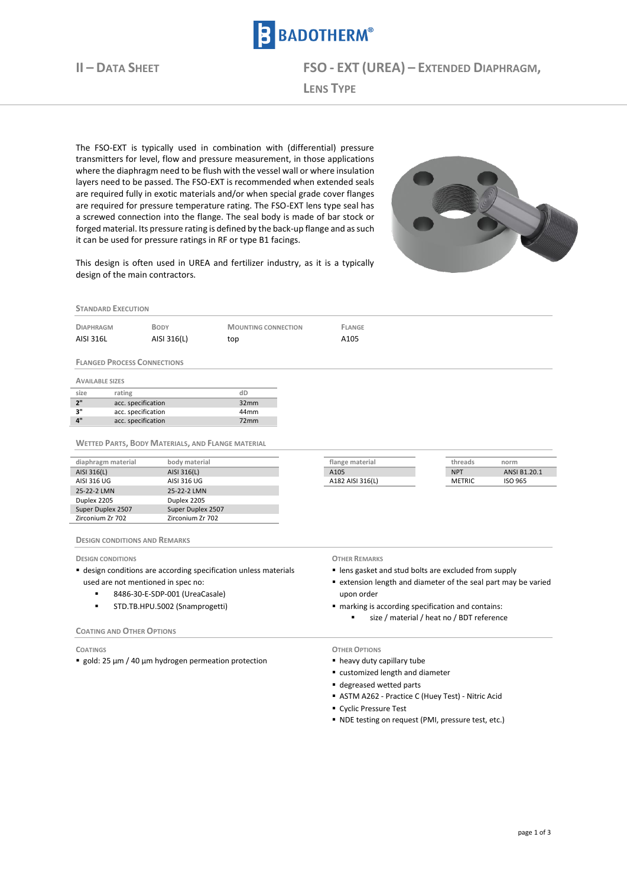# II – Data Sheet

# FSO - EXT (UREA) – Extended Diaphragm, Lens Type

The FSO-EXT is typically used in combination with (differential) pressure transmitters for level, flow and pressure measurement, in those applications where the diaphragm need to be flush with the vessel wall or where insulation layers need to be passed. The FSO-EXT is recommended when extended seals are required fully in exotic materials and/or when special grade cover flanges are required for pressure temperature rating. The FSO-EXT lens type seal has a screwed connection into the flange. The seal body is made of bar stock or forged material. Its pressure rating is defined by the back-up flange and as such it can be used for pressure ratings in RF or type B1 facings.

This design is often used in UREA and fertilizer industry, as it is a typically design of the main contractors.

## Standard Execution

| Diaphragm | Body | Mounting connection | Flange |
|---|---|---|---|
| AISI 316L | AISI 316(L) | top | A105 |

## Flanged Process Connections

### Available sizes

| size | rating | dD |
|---|---|---|
| **2"** | acc. specification | 32mm |
| **3"** | acc. specification | 44mm |
| **4"** | acc. specification | 72mm |

## Wetted Parts, Body Materials, and Flange Material

| diaphragm material | body material |
|---|---|
| AISI 316(L) | AISI 316(L) |
| AISI 316 UG | AISI 316 UG |
| 25-22-2 LMN | 25-22-2 LMN |
| Duplex 2205 | Duplex 2205 |
| Super Duplex 2507 | Super Duplex 2507 |
| Zirconium Zr 702 | Zirconium Zr 702 |

| flange material |
|---|
| A105 |
| A182 AISI 316(L) |

| threads | norm |
|---|---|
| NPT | ANSI B1.20.1 |
| METRIC | ISO 965 |

## Design Conditions and Remarks

### Design conditions

- design conditions are according specification unless materials used are not mentioned in spec no:
  - 8486-30-E-SDP-001 (UreaCasale)
  - STD.TB.HPU.5002 (Snamprogetti)

### Other remarks

- lens gasket and stud bolts are excluded from supply
- extension length and diameter of the seal part may be varied upon order
- marking is according specification and contains:
  - size / material / heat no / BDT reference

## Coating and Other Options

### Coatings

- gold: 25 µm / 40 µm hydrogen permeation protection

### Other options

- heavy duty capillary tube
- customized length and diameter
- degreased wetted parts
- ASTM A262 - Practice C (Huey Test) - Nitric Acid
- Cyclic Pressure Test
- NDE testing on request (PMI, pressure test, etc.)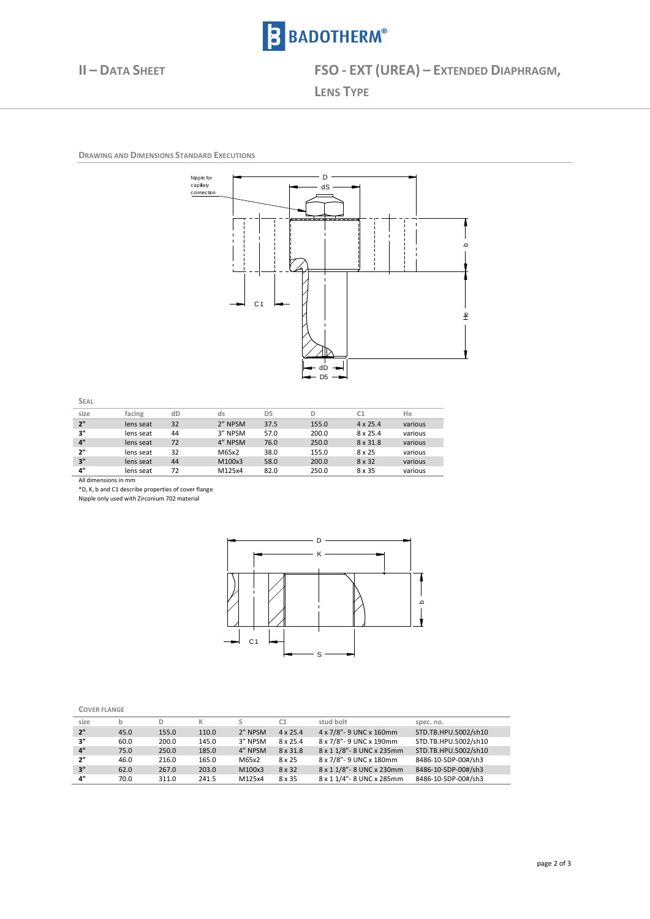## II – Data Sheet

## FSO - EXT (UREA) – Extended Diaphragm, Lens Type

### Drawing and Dimensions Standard Executions

Nipple for capillary connection

**Seal**

| size | facing | dD | ds | D5 | D | C1 | He |
|---|---|---|---|---|---|---|---|
| **2"** | lens seat | 32 | 2" NPSM | 37.5 | 155.0 | 4 x 25.4 | various |
| **3"** | lens seat | 44 | 3" NPSM | 57.0 | 200.0 | 8 x 25.4 | various |
| **4"** | lens seat | 72 | 4" NPSM | 76.0 | 250.0 | 8 x 31.8 | various |
| **2"** | lens seat | 32 | M65x2 | 38.0 | 155.0 | 8 x 25 | various |
| **3"** | lens seat | 44 | M100x3 | 58.0 | 200.0 | 8 x 32 | various |
| **4"** | lens seat | 72 | M125x4 | 82.0 | 250.0 | 8 x 35 | various |

All dimensions in mm

*D, K, b and C1 describe properties of cover flange

Nipple only used with Zirconium 702 material

**Cover Flange**

| size | b | D | K | S | C1 | stud bolt | spec. no. |
|---|---|---|---|---|---|---|---|
| **2"** | 45.0 | 155.0 | 110.0 | 2" NPSM | 4 x 25.4 | 4 x 7/8"- 9 UNC x 160mm | STD.TB.HPU.5002/sh10 |
| **3"** | 60.0 | 200.0 | 145.0 | 3" NPSM | 8 x 25.4 | 8 x 7/8"- 9 UNC x 190mm | STD.TB.HPU.5002/sh10 |
| **4"** | 75.0 | 250.0 | 185.0 | 4" NPSM | 8 x 31.8 | 8 x 1 1/8"- 8 UNC x 235mm | STD.TB.HPU.5002/sh10 |
| **2"** | 46.0 | 216.0 | 165.0 | M65x2 | 8 x 25 | 8 x 7/8"- 9 UNC x 180mm | 8486-10-SDP-00#/sh3 |
| **3"** | 62.0 | 267.0 | 203.0 | M100x3 | 8 x 32 | 8 x 1 1/8"- 8 UNC x 230mm | 8486-10-SDP-00#/sh3 |
| **4"** | 70.0 | 311.0 | 241.5 | M125x4 | 8 x 35 | 8 x 1 1/4"- 8 UNC x 285mm | 8486-10-SDP-00#/sh3 |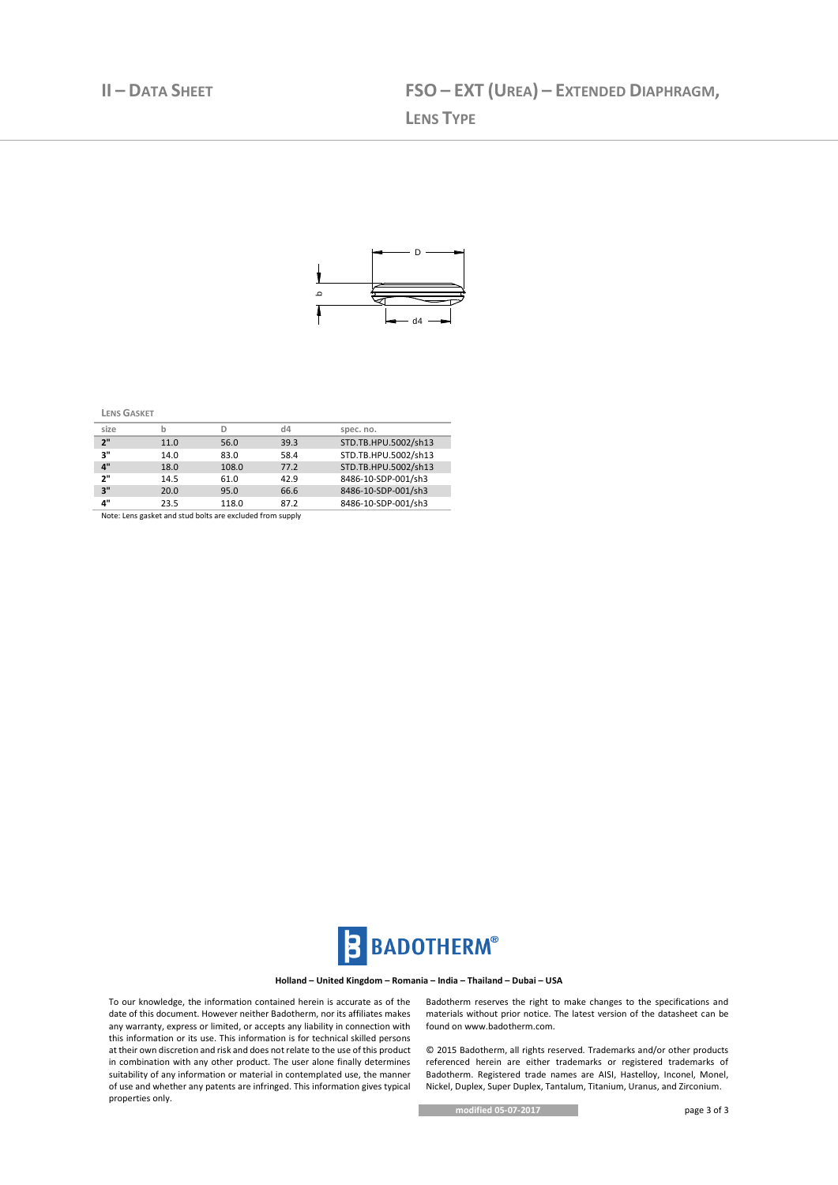# II – DATA SHEET

# FSO – EXT (UREA) – EXTENDED DIAPHRAGM, LENS TYPE

D

b

d4

**LENS GASKET**

| size | b | D | d4 | spec. no. |
|---|---|---|---|---|
| 2" | 11.0 | 56.0 | 39.3 | STD.TB.HPU.5002/sh13 |
| 3" | 14.0 | 83.0 | 58.4 | STD.TB.HPU.5002/sh13 |
| 4" | 18.0 | 108.0 | 77.2 | STD.TB.HPU.5002/sh13 |
| 2" | 14.5 | 61.0 | 42.9 | 8486-10-SDP-001/sh3 |
| 3" | 20.0 | 95.0 | 66.6 | 8486-10-SDP-001/sh3 |
| 4" | 23.5 | 118.0 | 87.2 | 8486-10-SDP-001/sh3 |

Note: Lens gasket and stud bolts are excluded from supply

BADOTHERM®

**Holland – United Kingdom – Romania – India – Thailand – Dubai – USA**

To our knowledge, the information contained herein is accurate as of the date of this document. However neither Badotherm, nor its affiliates makes any warranty, express or limited, or accepts any liability in connection with this information or its use. This information is for technical skilled persons at their own discretion and risk and does not relate to the use of this product in combination with any other product. The user alone finally determines suitability of any information or material in contemplated use, the manner of use and whether any patents are infringed. This information gives typical properties only.

Badotherm reserves the right to make changes to the specifications and materials without prior notice. The latest version of the datasheet can be found on www.badotherm.com.

© 2015 Badotherm, all rights reserved. Trademarks and/or other products referenced herein are either trademarks or registered trademarks of Badotherm. Registered trade names are AISI, Hastelloy, Inconel, Monel, Nickel, Duplex, Super Duplex, Tantalum, Titanium, Uranus, and Zirconium.

**modified 05-07-2017**